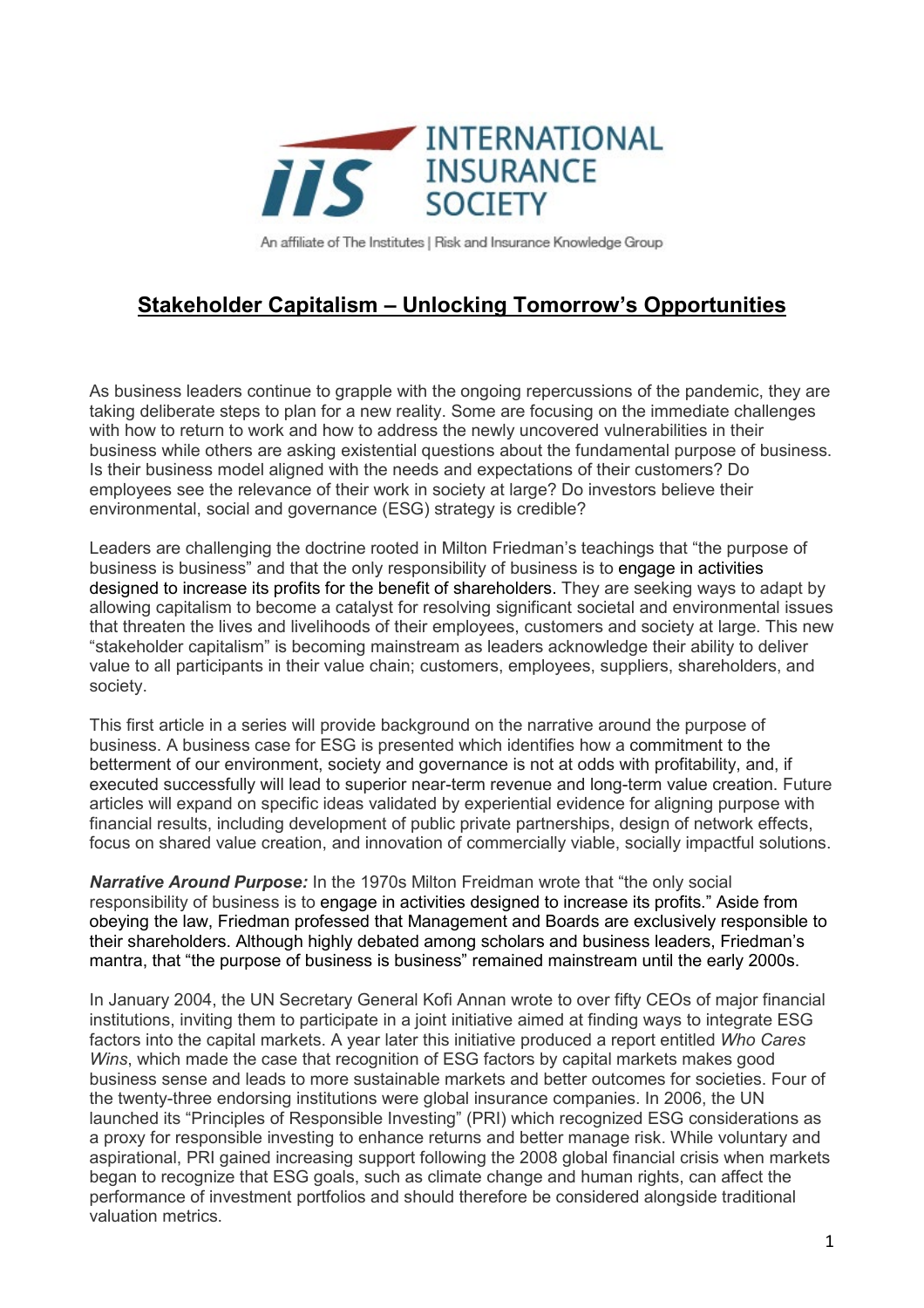INTERNATIONAL INSURANCE SOCIETY

An affiliate of The Institutes | Risk and Insurance Knowledge Group

# Stakeholder Capitalism – Unlocking Tomorrow's Opportunities

As business leaders continue to grapple with the ongoing repercussions of the pandemic, they are taking deliberate steps to plan for a new reality. Some are focusing on the immediate challenges with how to return to work and how to address the newly uncovered vulnerabilities in their business while others are asking existential questions about the fundamental purpose of business. Is their business model aligned with the needs and expectations of their customers? Do employees see the relevance of their work in society at large? Do investors believe their environmental, social and governance (ESG) strategy is credible?

Leaders are challenging the doctrine rooted in Milton Friedman's teachings that "the purpose of business is business" and that the only responsibility of business is to engage in activities designed to increase its profits for the benefit of shareholders. They are seeking ways to adapt by allowing capitalism to become a catalyst for resolving significant societal and environmental issues that threaten the lives and livelihoods of their employees, customers and society at large. This new "stakeholder capitalism" is becoming mainstream as leaders acknowledge their ability to deliver value to all participants in their value chain; customers, employees, suppliers, shareholders, and society.

This first article in a series will provide background on the narrative around the purpose of business. A business case for ESG is presented which identifies how a commitment to the betterment of our environment, society and governance is not at odds with profitability, and, if executed successfully will lead to superior near-term revenue and long-term value creation. Future articles will expand on specific ideas validated by experiential evidence for aligning purpose with financial results, including development of public private partnerships, design of network effects, focus on shared value creation, and innovation of commercially viable, socially impactful solutions.

***Narrative Around Purpose:*** In the 1970s Milton Freidman wrote that "the only social responsibility of business is to engage in activities designed to increase its profits." Aside from obeying the law, Friedman professed that Management and Boards are exclusively responsible to their shareholders. Although highly debated among scholars and business leaders, Friedman's mantra, that "the purpose of business is business" remained mainstream until the early 2000s.

In January 2004, the UN Secretary General Kofi Annan wrote to over fifty CEOs of major financial institutions, inviting them to participate in a joint initiative aimed at finding ways to integrate ESG factors into the capital markets. A year later this initiative produced a report entitled *Who Cares Wins*, which made the case that recognition of ESG factors by capital markets makes good business sense and leads to more sustainable markets and better outcomes for societies. Four of the twenty-three endorsing institutions were global insurance companies. In 2006, the UN launched its "Principles of Responsible Investing" (PRI) which recognized ESG considerations as a proxy for responsible investing to enhance returns and better manage risk. While voluntary and aspirational, PRI gained increasing support following the 2008 global financial crisis when markets began to recognize that ESG goals, such as climate change and human rights, can affect the performance of investment portfolios and should therefore be considered alongside traditional valuation metrics.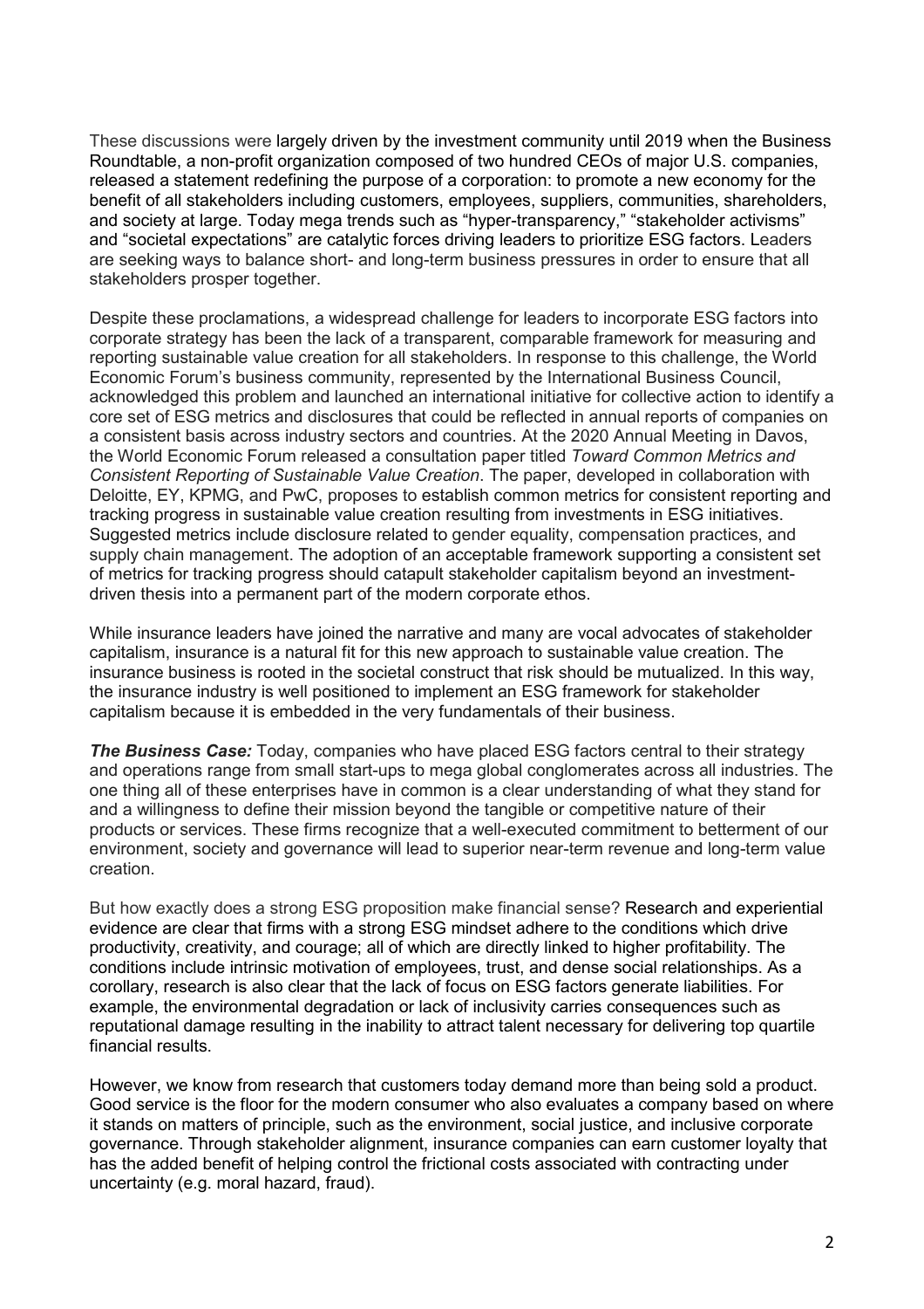These discussions were largely driven by the investment community until 2019 when the Business Roundtable, a non-profit organization composed of two hundred CEOs of major U.S. companies, released a statement redefining the purpose of a corporation: to promote a new economy for the benefit of all stakeholders including customers, employees, suppliers, communities, shareholders, and society at large. Today mega trends such as "hyper-transparency," "stakeholder activisms" and "societal expectations" are catalytic forces driving leaders to prioritize ESG factors. Leaders are seeking ways to balance short- and long-term business pressures in order to ensure that all stakeholders prosper together.

Despite these proclamations, a widespread challenge for leaders to incorporate ESG factors into corporate strategy has been the lack of a transparent, comparable framework for measuring and reporting sustainable value creation for all stakeholders. In response to this challenge, the World Economic Forum's business community, represented by the International Business Council, acknowledged this problem and launched an international initiative for collective action to identify a core set of ESG metrics and disclosures that could be reflected in annual reports of companies on a consistent basis across industry sectors and countries. At the 2020 Annual Meeting in Davos, the World Economic Forum released a consultation paper titled *Toward Common Metrics and Consistent Reporting of Sustainable Value Creation*. The paper, developed in collaboration with Deloitte, EY, KPMG, and PwC, proposes to establish common metrics for consistent reporting and tracking progress in sustainable value creation resulting from investments in ESG initiatives. Suggested metrics include disclosure related to gender equality, compensation practices, and supply chain management. The adoption of an acceptable framework supporting a consistent set of metrics for tracking progress should catapult stakeholder capitalism beyond an investment-driven thesis into a permanent part of the modern corporate ethos.

While insurance leaders have joined the narrative and many are vocal advocates of stakeholder capitalism, insurance is a natural fit for this new approach to sustainable value creation. The insurance business is rooted in the societal construct that risk should be mutualized. In this way, the insurance industry is well positioned to implement an ESG framework for stakeholder capitalism because it is embedded in the very fundamentals of their business.

***The Business Case:*** Today, companies who have placed ESG factors central to their strategy and operations range from small start-ups to mega global conglomerates across all industries. The one thing all of these enterprises have in common is a clear understanding of what they stand for and a willingness to define their mission beyond the tangible or competitive nature of their products or services. These firms recognize that a well-executed commitment to betterment of our environment, society and governance will lead to superior near-term revenue and long-term value creation.

But how exactly does a strong ESG proposition make financial sense? Research and experiential evidence are clear that firms with a strong ESG mindset adhere to the conditions which drive productivity, creativity, and courage; all of which are directly linked to higher profitability. The conditions include intrinsic motivation of employees, trust, and dense social relationships. As a corollary, research is also clear that the lack of focus on ESG factors generate liabilities. For example, the environmental degradation or lack of inclusivity carries consequences such as reputational damage resulting in the inability to attract talent necessary for delivering top quartile financial results.

However, we know from research that customers today demand more than being sold a product. Good service is the floor for the modern consumer who also evaluates a company based on where it stands on matters of principle, such as the environment, social justice, and inclusive corporate governance. Through stakeholder alignment, insurance companies can earn customer loyalty that has the added benefit of helping control the frictional costs associated with contracting under uncertainty (e.g. moral hazard, fraud).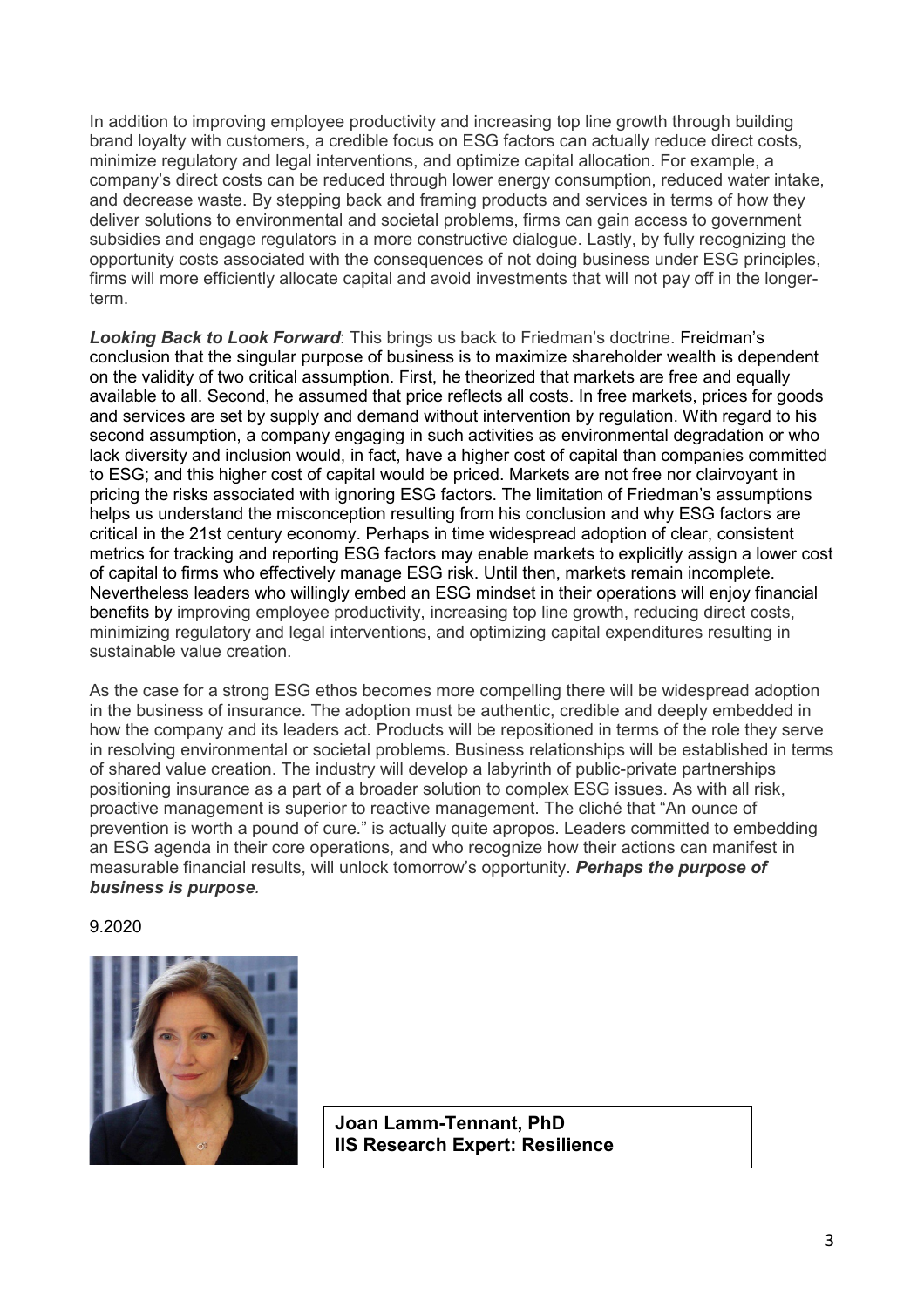In addition to improving employee productivity and increasing top line growth through building brand loyalty with customers, a credible focus on ESG factors can actually reduce direct costs, minimize regulatory and legal interventions, and optimize capital allocation. For example, a company's direct costs can be reduced through lower energy consumption, reduced water intake, and decrease waste. By stepping back and framing products and services in terms of how they deliver solutions to environmental and societal problems, firms can gain access to government subsidies and engage regulators in a more constructive dialogue. Lastly, by fully recognizing the opportunity costs associated with the consequences of not doing business under ESG principles, firms will more efficiently allocate capital and avoid investments that will not pay off in the longer-term.

***Looking Back to Look Forward***: This brings us back to Friedman's doctrine. Freidman's conclusion that the singular purpose of business is to maximize shareholder wealth is dependent on the validity of two critical assumption. First, he theorized that markets are free and equally available to all. Second, he assumed that price reflects all costs. In free markets, prices for goods and services are set by supply and demand without intervention by regulation. With regard to his second assumption, a company engaging in such activities as environmental degradation or who lack diversity and inclusion would, in fact, have a higher cost of capital than companies committed to ESG; and this higher cost of capital would be priced. Markets are not free nor clairvoyant in pricing the risks associated with ignoring ESG factors. The limitation of Friedman's assumptions helps us understand the misconception resulting from his conclusion and why ESG factors are critical in the 21st century economy. Perhaps in time widespread adoption of clear, consistent metrics for tracking and reporting ESG factors may enable markets to explicitly assign a lower cost of capital to firms who effectively manage ESG risk. Until then, markets remain incomplete. Nevertheless leaders who willingly embed an ESG mindset in their operations will enjoy financial benefits by improving employee productivity, increasing top line growth, reducing direct costs, minimizing regulatory and legal interventions, and optimizing capital expenditures resulting in sustainable value creation.

As the case for a strong ESG ethos becomes more compelling there will be widespread adoption in the business of insurance. The adoption must be authentic, credible and deeply embedded in how the company and its leaders act. Products will be repositioned in terms of the role they serve in resolving environmental or societal problems. Business relationships will be established in terms of shared value creation. The industry will develop a labyrinth of public-private partnerships positioning insurance as a part of a broader solution to complex ESG issues. As with all risk, proactive management is superior to reactive management. The cliché that "An ounce of prevention is worth a pound of cure." is actually quite apropos. Leaders committed to embedding an ESG agenda in their core operations, and who recognize how their actions can manifest in measurable financial results, will unlock tomorrow's opportunity. ***Perhaps the purpose of business is purpose***.

9.2020

**Joan Lamm-Tennant, PhD**
**IIS Research Expert: Resilience**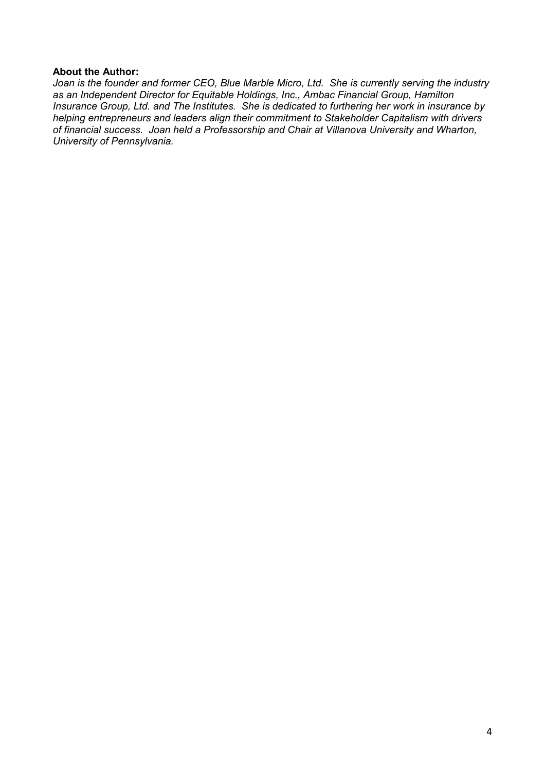**About the Author:**

*Joan is the founder and former CEO, Blue Marble Micro, Ltd. She is currently serving the industry as an Independent Director for Equitable Holdings, Inc., Ambac Financial Group, Hamilton Insurance Group, Ltd. and The Institutes. She is dedicated to furthering her work in insurance by helping entrepreneurs and leaders align their commitment to Stakeholder Capitalism with drivers of financial success. Joan held a Professorship and Chair at Villanova University and Wharton, University of Pennsylvania.*